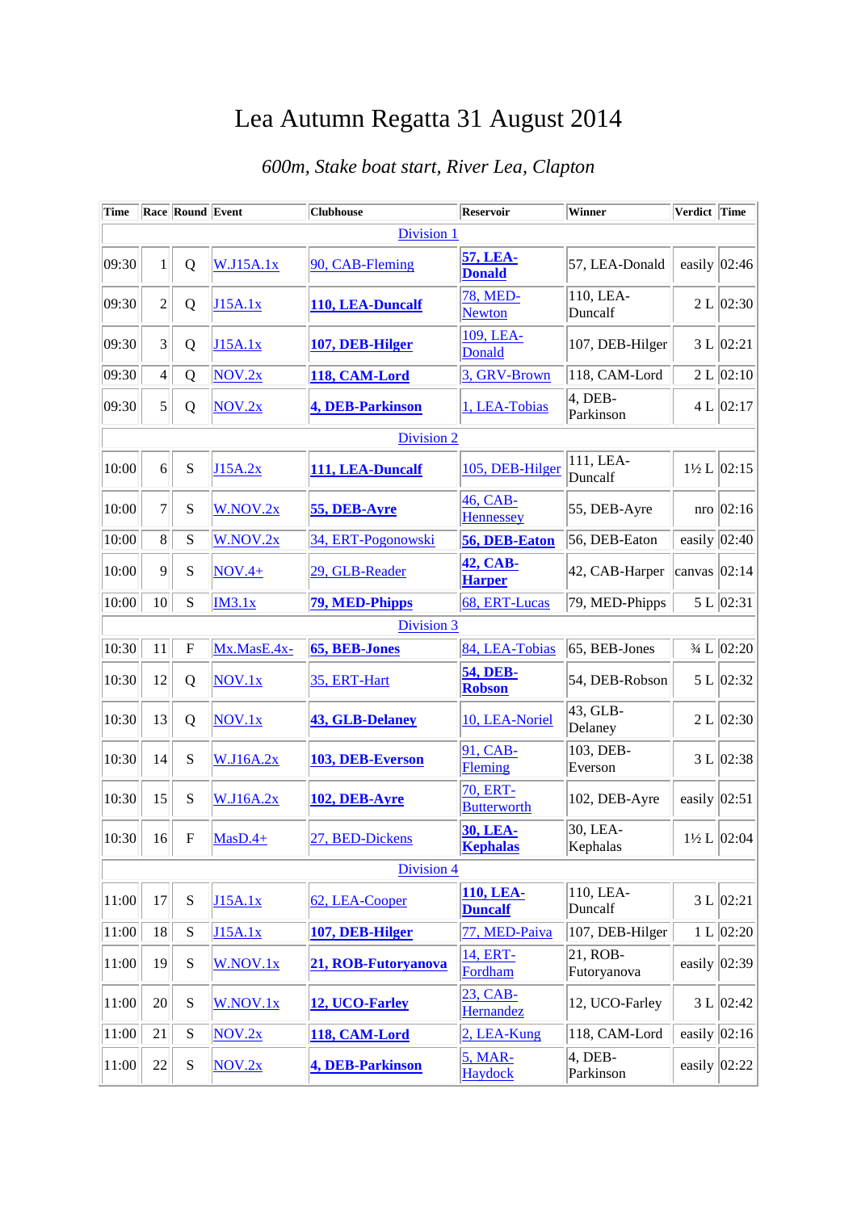# Lea Autumn Regatta 31 August 2014

*600m, Stake boat start, River Lea, Clapton*

| Time | Race | Round | Event | Clubhouse | Reservoir | Winner | Verdict | Time |
|---|---|---|---|---|---|---|---|---|
| Division 1 | | | | | | | | |
| 09:30 | 1 | Q | W.J15A.1x | 90, CAB-Fleming | **57, LEA-Donald** | 57, LEA-Donald | easily | 02:46 |
| 09:30 | 2 | Q | J15A.1x | **110, LEA-Duncalf** | 78, MED-Newton | 110, LEA-Duncalf | 2 L | 02:30 |
| 09:30 | 3 | Q | J15A.1x | **107, DEB-Hilger** | 109, LEA-Donald | 107, DEB-Hilger | 3 L | 02:21 |
| 09:30 | 4 | Q | NOV.2x | **118, CAM-Lord** | 3, GRV-Brown | 118, CAM-Lord | 2 L | 02:10 |
| 09:30 | 5 | Q | NOV.2x | **4, DEB-Parkinson** | 1, LEA-Tobias | 4, DEB-Parkinson | 4 L | 02:17 |
| Division 2 | | | | | | | | |
| 10:00 | 6 | S | J15A.2x | **111, LEA-Duncalf** | 105, DEB-Hilger | 111, LEA-Duncalf | 1½ L | 02:15 |
| 10:00 | 7 | S | W.NOV.2x | **55, DEB-Ayre** | 46, CAB-Hennessey | 55, DEB-Ayre | nro | 02:16 |
| 10:00 | 8 | S | W.NOV.2x | 34, ERT-Pogonowski | **56, DEB-Eaton** | 56, DEB-Eaton | easily | 02:40 |
| 10:00 | 9 | S | NOV.4+ | 29, GLB-Reader | **42, CAB-Harper** | 42, CAB-Harper | canvas | 02:14 |
| 10:00 | 10 | S | IM3.1x | **79, MED-Phipps** | 68, ERT-Lucas | 79, MED-Phipps | 5 L | 02:31 |
| Division 3 | | | | | | | | |
| 10:30 | 11 | F | Mx.MasE.4x- | **65, BEB-Jones** | 84, LEA-Tobias | 65, BEB-Jones | ¾ L | 02:20 |
| 10:30 | 12 | Q | NOV.1x | 35, ERT-Hart | **54, DEB-Robson** | 54, DEB-Robson | 5 L | 02:32 |
| 10:30 | 13 | Q | NOV.1x | **43, GLB-Delaney** | 10, LEA-Noriel | 43, GLB-Delaney | 2 L | 02:30 |
| 10:30 | 14 | S | W.J16A.2x | **103, DEB-Everson** | 91, CAB-Fleming | 103, DEB-Everson | 3 L | 02:38 |
| 10:30 | 15 | S | W.J16A.2x | **102, DEB-Ayre** | 70, ERT-Butterworth | 102, DEB-Ayre | easily | 02:51 |
| 10:30 | 16 | F | MasD.4+ | 27, BED-Dickens | **30, LEA-Kephalas** | 30, LEA-Kephalas | 1½ L | 02:04 |
| Division 4 | | | | | | | | |
| 11:00 | 17 | S | J15A.1x | 62, LEA-Cooper | **110, LEA-Duncalf** | 110, LEA-Duncalf | 3 L | 02:21 |
| 11:00 | 18 | S | J15A.1x | **107, DEB-Hilger** | 77, MED-Paiva | 107, DEB-Hilger | 1 L | 02:20 |
| 11:00 | 19 | S | W.NOV.1x | **21, ROB-Futoryanova** | 14, ERT-Fordham | 21, ROB-Futoryanova | easily | 02:39 |
| 11:00 | 20 | S | W.NOV.1x | **12, UCO-Farley** | 23, CAB-Hernandez | 12, UCO-Farley | 3 L | 02:42 |
| 11:00 | 21 | S | NOV.2x | **118, CAM-Lord** | 2, LEA-Kung | 118, CAM-Lord | easily | 02:16 |
| 11:00 | 22 | S | NOV.2x | **4, DEB-Parkinson** | 5, MAR-Haydock | 4, DEB-Parkinson | easily | 02:22 |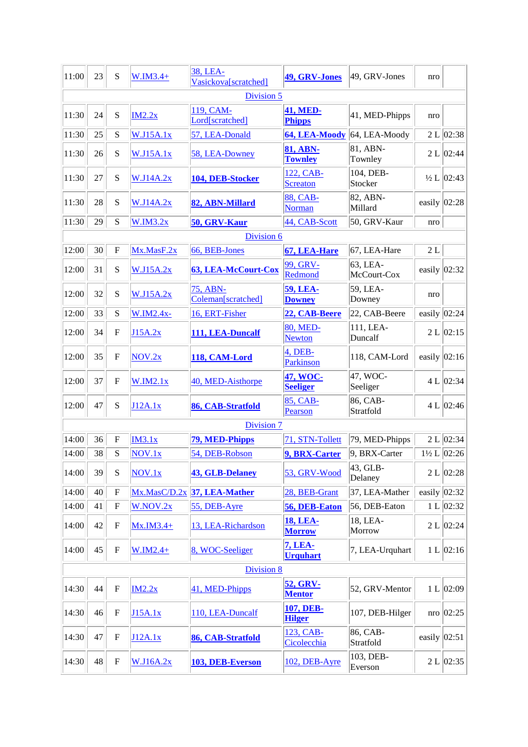| | | | | | | | | |
|---|---|---|---|---|---|---|---|---|
| 11:00 | 23 | S | W.IM3.4+ | 38, LEA-Vasickova[scratched] | **49, GRV-Jones** | 49, GRV-Jones | nro | |
| Division 5 | | | | | | | | |
| 11:30 | 24 | S | IM2.2x | 119, CAM-Lord[scratched] | **41, MED-Phipps** | 41, MED-Phipps | nro | |
| 11:30 | 25 | S | W.J15A.1x | 57, LEA-Donald | **64, LEA-Moody** | 64, LEA-Moody | 2 L | 02:38 |
| 11:30 | 26 | S | W.J15A.1x | 58, LEA-Downey | **81, ABN-Townley** | 81, ABN-Townley | 2 L | 02:44 |
| 11:30 | 27 | S | W.J14A.2x | **104, DEB-Stocker** | 122, CAB-Screaton | 104, DEB-Stocker | ½ L | 02:43 |
| 11:30 | 28 | S | W.J14A.2x | **82, ABN-Millard** | 88, CAB-Norman | 82, ABN-Millard | easily | 02:28 |
| 11:30 | 29 | S | W.IM3.2x | **50, GRV-Kaur** | 44, CAB-Scott | 50, GRV-Kaur | nro | |
| Division 6 | | | | | | | | |
| 12:00 | 30 | F | Mx.MasF.2x | 66, BEB-Jones | **67, LEA-Hare** | 67, LEA-Hare | 2 L | |
| 12:00 | 31 | S | W.J15A.2x | **63, LEA-McCourt-Cox** | 99, GRV-Redmond | 63, LEA-McCourt-Cox | easily | 02:32 |
| 12:00 | 32 | S | W.J15A.2x | 75, ABN-Coleman[scratched] | **59, LEA-Downey** | 59, LEA-Downey | nro | |
| 12:00 | 33 | S | W.IM2.4x- | 16, ERT-Fisher | **22, CAB-Beere** | 22, CAB-Beere | easily | 02:24 |
| 12:00 | 34 | F | J15A.2x | **111, LEA-Duncalf** | 80, MED-Newton | 111, LEA-Duncalf | 2 L | 02:15 |
| 12:00 | 35 | F | NOV.2x | **118, CAM-Lord** | 4, DEB-Parkinson | 118, CAM-Lord | easily | 02:16 |
| 12:00 | 37 | F | W.IM2.1x | 40, MED-Aisthorpe | **47, WOC-Seeliger** | 47, WOC-Seeliger | 4 L | 02:34 |
| 12:00 | 47 | S | J12A.1x | **86, CAB-Stratfold** | 85, CAB-Pearson | 86, CAB-Stratfold | 4 L | 02:46 |
| Division 7 | | | | | | | | |
| 14:00 | 36 | F | IM3.1x | **79, MED-Phipps** | 71, STN-Tollett | 79, MED-Phipps | 2 L | 02:34 |
| 14:00 | 38 | S | NOV.1x | 54, DEB-Robson | **9, BRX-Carter** | 9, BRX-Carter | 1½ L | 02:26 |
| 14:00 | 39 | S | NOV.1x | **43, GLB-Delaney** | 53, GRV-Wood | 43, GLB-Delaney | 2 L | 02:28 |
| 14:00 | 40 | F | Mx.MasC/D.2x | **37, LEA-Mather** | 28, BEB-Grant | 37, LEA-Mather | easily | 02:32 |
| 14:00 | 41 | F | W.NOV.2x | 55, DEB-Ayre | **56, DEB-Eaton** | 56, DEB-Eaton | 1 L | 02:32 |
| 14:00 | 42 | F | Mx.IM3.4+ | 13, LEA-Richardson | **18, LEA-Morrow** | 18, LEA-Morrow | 2 L | 02:24 |
| 14:00 | 45 | F | W.IM2.4+ | 8, WOC-Seeliger | **7, LEA-Urquhart** | 7, LEA-Urquhart | 1 L | 02:16 |
| Division 8 | | | | | | | | |
| 14:30 | 44 | F | IM2.2x | 41, MED-Phipps | **52, GRV-Mentor** | 52, GRV-Mentor | 1 L | 02:09 |
| 14:30 | 46 | F | J15A.1x | 110, LEA-Duncalf | **107, DEB-Hilger** | 107, DEB-Hilger | nro | 02:25 |
| 14:30 | 47 | F | J12A.1x | **86, CAB-Stratfold** | 123, CAB-Cicolecchia | 86, CAB-Stratfold | easily | 02:51 |
| 14:30 | 48 | F | W.J16A.2x | **103, DEB-Everson** | 102, DEB-Ayre | 103, DEB-Everson | 2 L | 02:35 |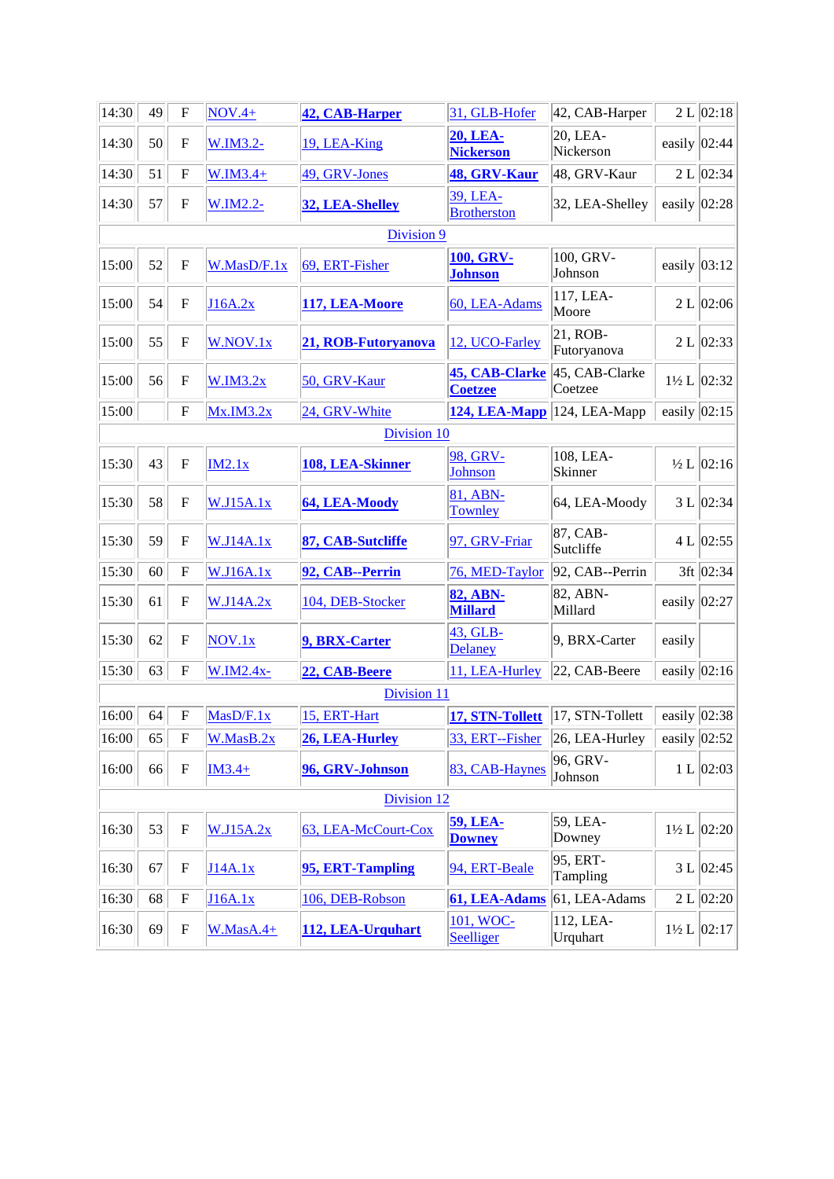| | | | | | | | | |
|---|---|---|---|---|---|---|---|---|
| 14:30 | 49 | F | NOV.4+ | **42, CAB-Harper** | 31, GLB-Hofer | 42, CAB-Harper | 2 L | 02:18 |
| 14:30 | 50 | F | W.IM3.2- | 19, LEA-King | **20, LEA-Nickerson** | 20, LEA-Nickerson | easily | 02:44 |
| 14:30 | 51 | F | W.IM3.4+ | 49, GRV-Jones | **48, GRV-Kaur** | 48, GRV-Kaur | 2 L | 02:34 |
| 14:30 | 57 | F | W.IM2.2- | **32, LEA-Shelley** | 39, LEA-Brotherston | 32, LEA-Shelley | easily | 02:28 |
| Division 9 | | | | | | | | |
| 15:00 | 52 | F | W.MasD/F.1x | 69, ERT-Fisher | **100, GRV-Johnson** | 100, GRV-Johnson | easily | 03:12 |
| 15:00 | 54 | F | J16A.2x | **117, LEA-Moore** | 60, LEA-Adams | 117, LEA-Moore | 2 L | 02:06 |
| 15:00 | 55 | F | W.NOV.1x | **21, ROB-Futoryanova** | 12, UCO-Farley | 21, ROB-Futoryanova | 2 L | 02:33 |
| 15:00 | 56 | F | W.IM3.2x | 50, GRV-Kaur | **45, CAB-Clarke Coetzee** | 45, CAB-Clarke Coetzee | 1½ L | 02:32 |
| 15:00 | | F | Mx.IM3.2x | 24, GRV-White | **124, LEA-Mapp** | 124, LEA-Mapp | easily | 02:15 |
| Division 10 | | | | | | | | |
| 15:30 | 43 | F | IM2.1x | **108, LEA-Skinner** | 98, GRV-Johnson | 108, LEA-Skinner | ½ L | 02:16 |
| 15:30 | 58 | F | W.J15A.1x | **64, LEA-Moody** | 81, ABN-Townley | 64, LEA-Moody | 3 L | 02:34 |
| 15:30 | 59 | F | W.J14A.1x | **87, CAB-Sutcliffe** | 97, GRV-Friar | 87, CAB-Sutcliffe | 4 L | 02:55 |
| 15:30 | 60 | F | W.J16A.1x | **92, CAB--Perrin** | 76, MED-Taylor | 92, CAB--Perrin | 3ft | 02:34 |
| 15:30 | 61 | F | W.J14A.2x | 104, DEB-Stocker | **82, ABN-Millard** | 82, ABN-Millard | easily | 02:27 |
| 15:30 | 62 | F | NOV.1x | **9, BRX-Carter** | 43, GLB-Delaney | 9, BRX-Carter | easily | |
| 15:30 | 63 | F | W.IM2.4x- | **22, CAB-Beere** | 11, LEA-Hurley | 22, CAB-Beere | easily | 02:16 |
| Division 11 | | | | | | | | |
| 16:00 | 64 | F | MasD/F.1x | 15, ERT-Hart | **17, STN-Tollett** | 17, STN-Tollett | easily | 02:38 |
| 16:00 | 65 | F | W.MasB.2x | **26, LEA-Hurley** | 33, ERT--Fisher | 26, LEA-Hurley | easily | 02:52 |
| 16:00 | 66 | F | IM3.4+ | **96, GRV-Johnson** | 83, CAB-Haynes | 96, GRV-Johnson | 1 L | 02:03 |
| Division 12 | | | | | | | | |
| 16:30 | 53 | F | W.J15A.2x | 63, LEA-McCourt-Cox | **59, LEA-Downey** | 59, LEA-Downey | 1½ L | 02:20 |
| 16:30 | 67 | F | J14A.1x | **95, ERT-Tampling** | 94, ERT-Beale | 95, ERT-Tampling | 3 L | 02:45 |
| 16:30 | 68 | F | J16A.1x | 106, DEB-Robson | **61, LEA-Adams** | 61, LEA-Adams | 2 L | 02:20 |
| 16:30 | 69 | F | W.MasA.4+ | **112, LEA-Urquhart** | 101, WOC-Seelliger | 112, LEA-Urquhart | 1½ L | 02:17 |